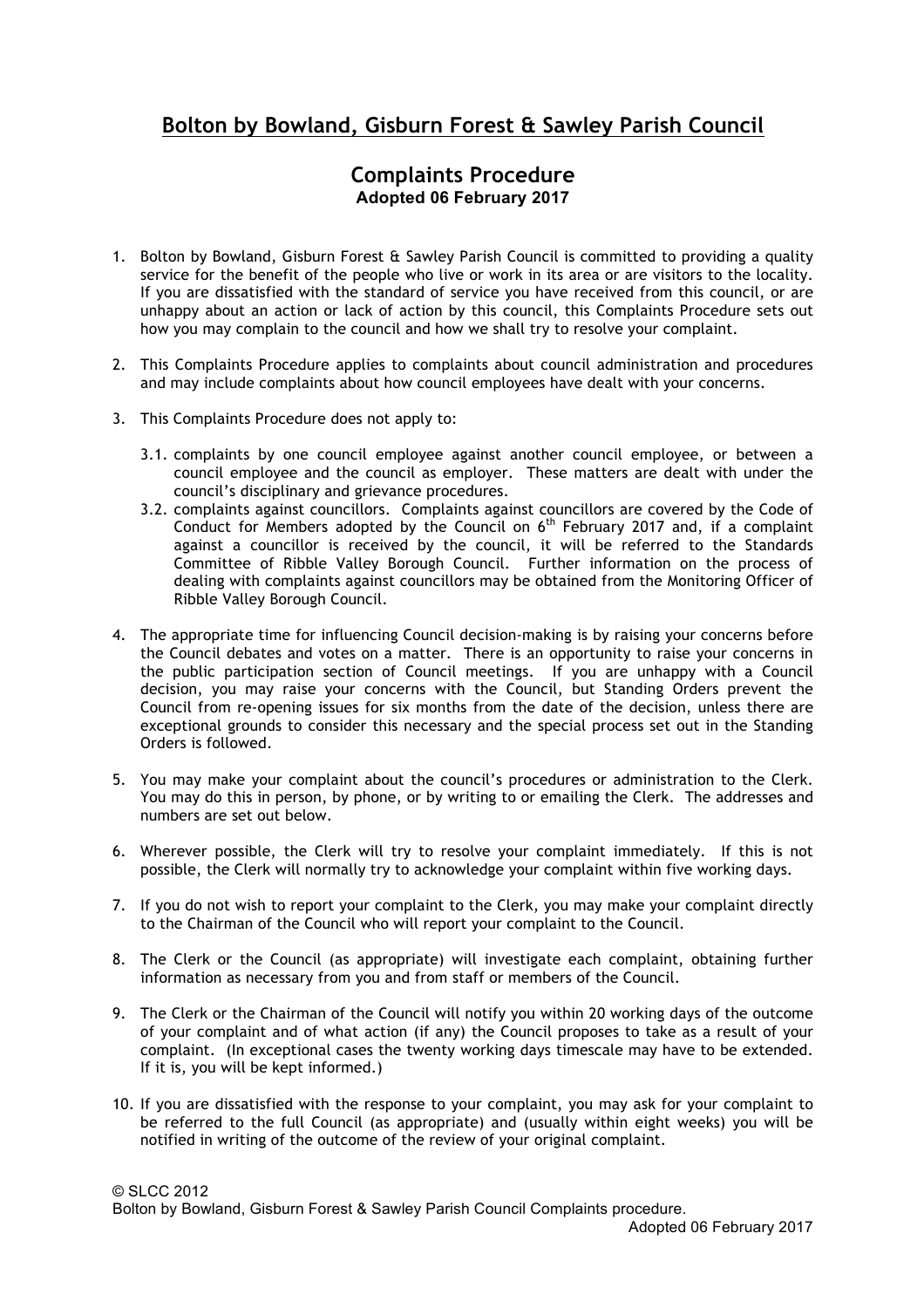# Bolton by Bowland, Gisburn Forest & Sawley Parish Council

## Complaints Procedure

**Adopted 06 February 2017**

1. Bolton by Bowland, Gisburn Forest & Sawley Parish Council is committed to providing a quality service for the benefit of the people who live or work in its area or are visitors to the locality. If you are dissatisfied with the standard of service you have received from this council, or are unhappy about an action or lack of action by this council, this Complaints Procedure sets out how you may complain to the council and how we shall try to resolve your complaint.

2. This Complaints Procedure applies to complaints about council administration and procedures and may include complaints about how council employees have dealt with your concerns.

3. This Complaints Procedure does not apply to:

   3.1. complaints by one council employee against another council employee, or between a council employee and the council as employer. These matters are dealt with under the council's disciplinary and grievance procedures.

   3.2. complaints against councillors. Complaints against councillors are covered by the Code of Conduct for Members adopted by the Council on 6th February 2017 and, if a complaint against a councillor is received by the council, it will be referred to the Standards Committee of Ribble Valley Borough Council. Further information on the process of dealing with complaints against councillors may be obtained from the Monitoring Officer of Ribble Valley Borough Council.

4. The appropriate time for influencing Council decision-making is by raising your concerns before the Council debates and votes on a matter. There is an opportunity to raise your concerns in the public participation section of Council meetings. If you are unhappy with a Council decision, you may raise your concerns with the Council, but Standing Orders prevent the Council from re-opening issues for six months from the date of the decision, unless there are exceptional grounds to consider this necessary and the special process set out in the Standing Orders is followed.

5. You may make your complaint about the council's procedures or administration to the Clerk. You may do this in person, by phone, or by writing to or emailing the Clerk. The addresses and numbers are set out below.

6. Wherever possible, the Clerk will try to resolve your complaint immediately. If this is not possible, the Clerk will normally try to acknowledge your complaint within five working days.

7. If you do not wish to report your complaint to the Clerk, you may make your complaint directly to the Chairman of the Council who will report your complaint to the Council.

8. The Clerk or the Council (as appropriate) will investigate each complaint, obtaining further information as necessary from you and from staff or members of the Council.

9. The Clerk or the Chairman of the Council will notify you within 20 working days of the outcome of your complaint and of what action (if any) the Council proposes to take as a result of your complaint. (In exceptional cases the twenty working days timescale may have to be extended. If it is, you will be kept informed.)

10. If you are dissatisfied with the response to your complaint, you may ask for your complaint to be referred to the full Council (as appropriate) and (usually within eight weeks) you will be notified in writing of the outcome of the review of your original complaint.

© SLCC 2012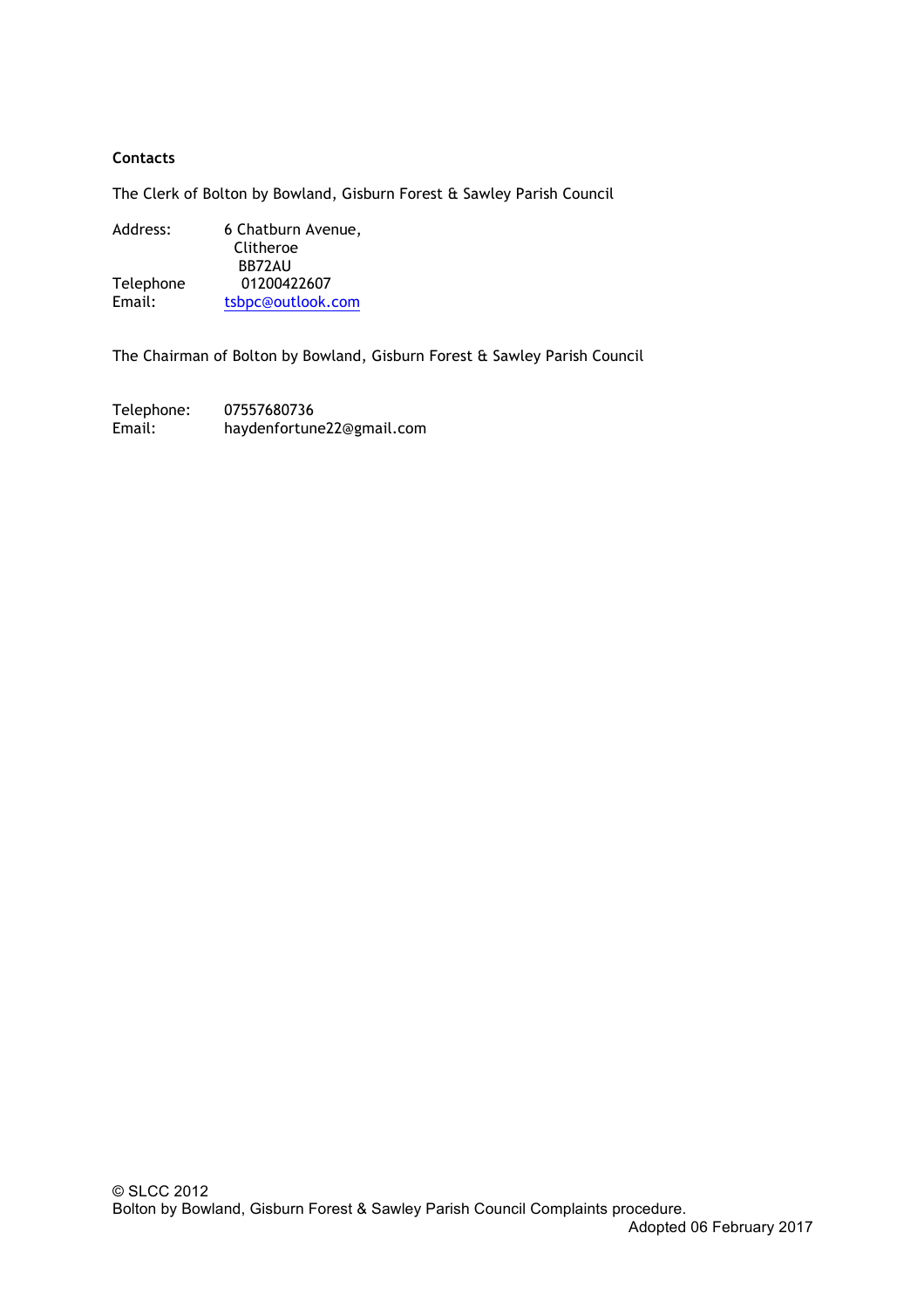**Contacts**

The Clerk of Bolton by Bowland, Gisburn Forest & Sawley Parish Council

Address: 6 Chatburn Avenue,
Clitheroe
BB72AU
Telephone 01200422607
Email: tsbpc@outlook.com

The Chairman of Bolton by Bowland, Gisburn Forest & Sawley Parish Council

Telephone: 07557680736
Email: haydenfortune22@gmail.com

© SLCC 2012
Bolton by Bowland, Gisburn Forest & Sawley Parish Council Complaints procedure.
Adopted 06 February 2017